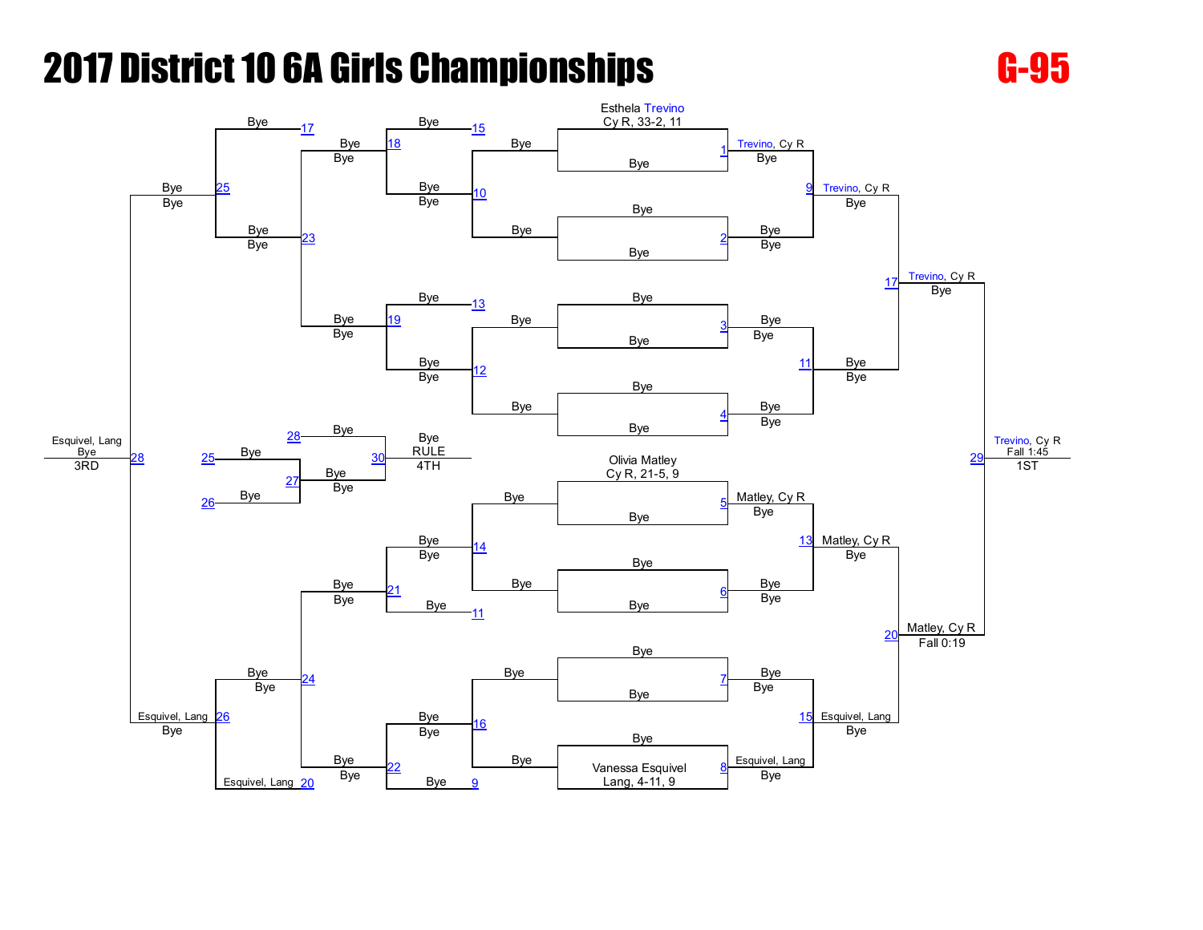# 2017 District 10 6A Girls Championships

## G-95

**Championship Bracket**

| Bout | Wrestler | Opponent | Result |
|---|---|---|---|
| 1 | Esthela Trevino, Cy R, 33-2, 11 | Bye | Trevino, Cy R |
| 2 | Bye | Bye | Bye |
| 3 | Bye | Bye | Bye |
| 4 | Bye | Bye | Bye |
| 5 | Olivia Matley, Cy R, 21-5, 9 | Bye | Matley, Cy R |
| 6 | Bye | Bye | Bye |
| 7 | Bye | Bye | Bye |
| 8 | Bye | Vanessa Esquivel, Lang, 4-11, 9 | Esquivel, Lang |
| 9 | Trevino, Cy R | Bye | Trevino, Cy R |
| 11 | Bye | Bye | Bye |
| 13 | Matley, Cy R | Bye | Matley, Cy R |
| 15 | Bye | Esquivel, Lang | Esquivel, Lang |
| 17 | Trevino, Cy R | Bye | Trevino, Cy R |
| 20 | Matley, Cy R | Esquivel, Lang | Matley, Cy R, Fall 0:19 |
| 29 | Trevino, Cy R | Matley, Cy R | Trevino, Cy R, Fall 1:45 — 1ST |

**Consolation Bracket**

| Bout | Wrestler | Opponent | Result |
|---|---|---|---|
| 15 | Bye | | Bye |
| 10 | Bye | Bye | Bye |
| 13 | Bye | | Bye |
| 12 | Bye | Bye | Bye |
| 14 | Bye | Bye | Bye |
| 11 | Bye | | Bye |
| 16 | Bye | Bye | Bye |
| 9 | Bye | | Bye |
| 18 | Bye | Bye | Bye |
| 19 | Bye | Bye | Bye |
| 21 | Bye | Bye | Bye |
| 22 | Bye | Bye | Bye |
| 17 | Bye | | Bye |
| 23 | Bye | Bye | Bye |
| 20 | Esquivel, Lang | | Esquivel, Lang |
| 24 | Bye | Bye | Bye |
| 25 | Bye | Bye | Bye |
| 26 | Bye | Esquivel, Lang | Esquivel, Lang |
| 28 | Bye | Esquivel, Lang | Esquivel, Lang, Bye — 3RD |
| 25 | Bye | | Bye |
| 26 | Bye | | Bye |
| 27 | Bye | Bye | Bye |
| 28 | Bye | | Bye |
| 30 | Bye | Bye | Bye, RULE — 4TH |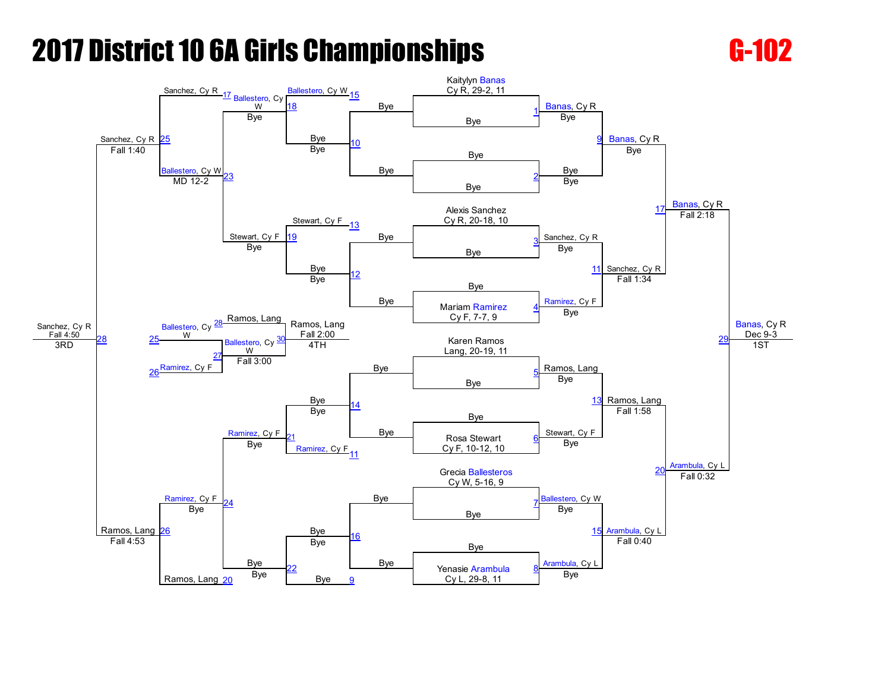# 2017 District 10 6A Girls Championships

**G-102**

## Championship Bracket

| Bout | Wrestler 1 | Wrestler 2 | Winner | Result |
|---|---|---|---|---|
| 1 | Kaitylyn Banas (Cy R, 29-2, 11) | Bye | Banas, Cy R | Bye |
| 2 | Bye | Bye | Bye | Bye |
| 3 | Alexis Sanchez (Cy R, 20-18, 10) | Bye | Sanchez, Cy R | Bye |
| 4 | Bye | Mariam Ramirez (Cy F, 7-7, 9) | Ramirez, Cy F | Bye |
| 5 | Karen Ramos (Lang, 20-19, 11) | Bye | Ramos, Lang | Bye |
| 6 | Bye | Rosa Stewart (Cy F, 10-12, 10) | Stewart, Cy F | Bye |
| 7 | Grecia Ballesteros (Cy W, 5-16, 9) | Bye | Ballestero, Cy W | Bye |
| 8 | Bye | Yenasie Arambula (Cy L, 29-8, 11) | Arambula, Cy L | Bye |
| 9 | Banas, Cy R | Bye | Banas, Cy R | Bye |
| 11 | Sanchez, Cy R | Ramirez, Cy F | Sanchez, Cy R | Fall 1:34 |
| 13 | Ramos, Lang | Stewart, Cy F | Ramos, Lang | Fall 1:58 |
| 15 | Ballestero, Cy W | Arambula, Cy L | Arambula, Cy L | Fall 0:40 |
| 17 | Banas, Cy R | Sanchez, Cy R | Banas, Cy R | Fall 2:18 |
| 20 | Ramos, Lang | Arambula, Cy L | Arambula, Cy L | Fall 0:32 |
| 29 | Banas, Cy R | Arambula, Cy L | Banas, Cy R | Dec 9-3 (1ST) |

## Consolation Bracket

| Bout | Wrestler 1 | Wrestler 2 | Winner | Result |
|---|---|---|---|---|
| 10 | Bye | Bye | Bye | Bye |
| 12 | Bye | Bye | Bye | Bye |
| 14 | Bye | Bye | Bye | Bye |
| 16 | Bye | Bye | Bye | Bye |
| 18 | Ballestero, Cy W (15) | Bye | Ballestero, Cy W | Bye |
| 19 | Stewart, Cy F (13) | Bye | Stewart, Cy F | Bye |
| 21 | Bye | Ramirez, Cy F (11) | Ramirez, Cy F | Bye |
| 22 | Bye | Bye (9) | Bye | Bye |
| 23 | Sanchez, Cy R (17) | Ballestero, Cy W | Ballestero, Cy W | Bye |
| 24 | Ramirez, Cy F | Bye | Ramirez, Cy F | Bye |
| 25 | Sanchez, Cy R | Ballestero, Cy W | Sanchez, Cy R | Fall 1:40 |
| 26 | Ramirez, Cy F | Ramos, Lang (20) | Ramos, Lang | Fall 4:53 |
| 27 | Ballestero, Cy W (25) | Ramirez, Cy F (26) | Ballestero, Cy W | Fall 3:00 |
| 28 | Sanchez, Cy R | Ramos, Lang | Sanchez, Cy R | Fall 4:50 (3RD) |
| 30 | Ramos, Lang (28) | Ballestero, Cy W | Ramos, Lang | Fall 2:00 (4TH) |

Ballestero, Cy W: MD 12-2 (Bout 23)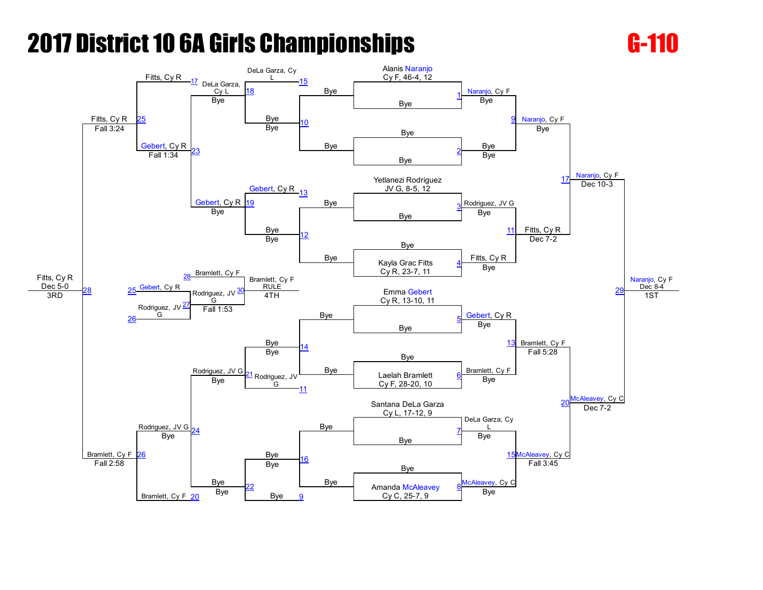# 2017 District 10 6A Girls Championships

## G-110

### Championship Bracket

**First Round**

| Bout | Wrestler | Opponent | Winner |
|---|---|---|---|
| 1 | Alanis Naranjo, Cy F, 46-4, 12 | Bye | Naranjo, Cy F — Bye |
| 2 | Bye | Bye | Bye — Bye |
| 3 | Yetlanezi Rodriguez, JV G, 8-5, 12 | Bye | Rodriguez, JV G — Bye |
| 4 | Bye | Kayla Grac Fitts, Cy R, 23-7, 11 | Fitts, Cy R — Bye |
| 5 | Emma Gebert, Cy R, 13-10, 11 | Bye | Gebert, Cy R — Bye |
| 6 | Bye | Laelah Bramlett, Cy F, 28-20, 10 | Bramlett, Cy F — Bye |
| 7 | Santana DeLa Garza, Cy L, 17-12, 9 | Bye | DeLa Garza, Cy L — Bye |
| 8 | Bye | Amanda McAleavey, Cy C, 25-7, 9 | McAleavey, Cy C — Bye |

**Quarterfinals**

| Bout | Winner | Result |
|---|---|---|
| 9 | Naranjo, Cy F | Bye |
| 11 | Fitts, Cy R | Dec 7-2 |
| 13 | Bramlett, Cy F | Fall 5:28 |
| 15 | McAleavey, Cy C | Fall 3:45 |

**Semifinals**

| Bout | Winner | Result |
|---|---|---|
| 17 | Naranjo, Cy F | Dec 10-3 |
| 20 | McAleavey, Cy C | Dec 7-2 |

**Final**

| Bout | Winner | Result | Place |
|---|---|---|---|
| 29 | Naranjo, Cy F | Dec 8-4 | 1ST |

### Consolation Bracket

| Bout | Wrestlers | Winner | Result |
|---|---|---|---|
| 10 | Bye / Bye | Bye | Bye |
| 12 | Bye / Bye | Bye | Bye |
| 14 | Bye / Bye | Bye | Bye |
| 16 | Bye / Bye | Bye | Bye |
| 18 | DeLa Garza, Cy L (15) / Bye (10) | DeLa Garza, Cy L | Bye |
| 19 | Gebert, Cy R (13) / Bye (12) | Gebert, Cy R | Bye |
| 21 | Bye (14) / Rodriguez, JV G (11) | Rodriguez, JV G | Bye |
| 22 | Bye (16) / Bye (9) | Bye | Bye |
| 23 | Fitts, Cy R (17) / DeLa Garza, Cy L | Gebert, Cy R | Bye |
| 24 | Rodriguez, JV G / Bye | Rodriguez, JV G | Bye |
| 25 | Fitts, Cy R / Gebert, Cy R | Fitts, Cy R | Fall 3:24 |
| 26 | Rodriguez, JV G / Bramlett, Cy F (20) | Bramlett, Cy F | Fall 2:58 |
| 27 | Gebert, Cy R (25) / Rodriguez, JV G (26) | Rodriguez, JV G | Fall 1:34 |
| 28 | Fitts, Cy R / Bramlett, Cy F | Fitts, Cy R | Dec 5-0 — 3RD |
| 30 | Bramlett, Cy F (28) / Rodriguez, JV G (27) | Bramlett, Cy F | RULE — 4TH |

Note: Bout 27 (Rodriguez, JV G) result: Fall 1:53. Bout 23 (Gebert, Cy R) result: Fall 1:34.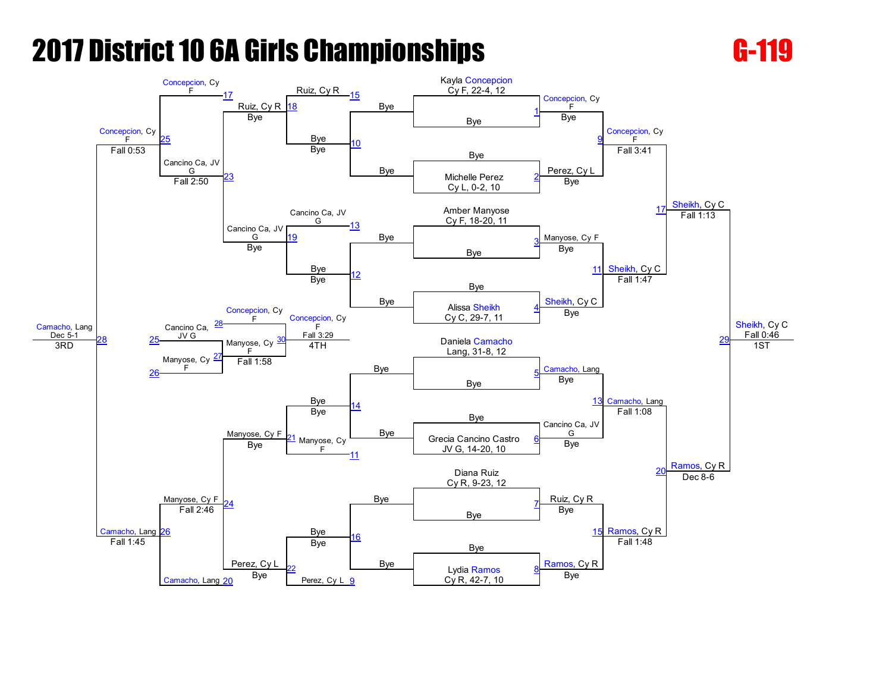# 2017 District 10 6A Girls Championships

## G-119

### Championship Bracket

| Bout | Wrestler 1 | Wrestler 2 | Winner | Result |
|---|---|---|---|---|
| 1 | Kayla Concepcion, Cy F, 22-4, 12 | Bye | Concepcion, Cy F | Bye |
| 2 | Bye | Michelle Perez, Cy L, 0-2, 10 | Perez, Cy L | Bye |
| 3 | Amber Manyose, Cy F, 18-20, 11 | Bye | Manyose, Cy F | Bye |
| 4 | Bye | Alissa Sheikh, Cy C, 29-7, 11 | Sheikh, Cy C | Bye |
| 5 | Daniela Camacho, Lang, 31-8, 12 | Bye | Camacho, Lang | Bye |
| 6 | Bye | Grecia Cancino Castro, JV G, 14-20, 10 | Cancino Ca, JV G | Bye |
| 7 | Diana Ruiz, Cy R, 9-23, 12 | Bye | Ruiz, Cy R | Bye |
| 8 | Bye | Lydia Ramos, Cy R, 42-7, 10 | Ramos, Cy R | Bye |
| 9 | Concepcion, Cy F | Perez, Cy L | Concepcion, Cy F | Fall 3:41 |
| 11 | Manyose, Cy F | Sheikh, Cy C | Sheikh, Cy C | Fall 1:47 |
| 13 | Camacho, Lang | Cancino Ca, JV G | Camacho, Lang | Fall 1:08 |
| 15 | Ruiz, Cy R | Ramos, Cy R | Ramos, Cy R | Fall 1:48 |
| 17 | Concepcion, Cy F | Sheikh, Cy C | Sheikh, Cy C | Fall 1:13 |
| 20 | Camacho, Lang | Ramos, Cy R | Ramos, Cy R | Dec 8-6 |
| 29 | Sheikh, Cy C | Ramos, Cy R | Sheikh, Cy C | Fall 0:46 — 1ST |

### Consolation Bracket

| Bout | Wrestler 1 | Wrestler 2 | Winner | Result |
|---|---|---|---|---|
| 10 | Bye | Bye | Bye | Bye |
| 12 | Bye | Bye | Bye | Bye |
| 14 | Bye | Bye | Bye | Bye |
| 16 | Bye | Bye | Bye | Bye |
| 18 | Ruiz, Cy R (15) | Bye | Ruiz, Cy R | Bye |
| 19 | Cancino Ca, JV G (13) | Bye | Cancino Ca, JV G | Bye |
| 21 | Bye | Manyose, Cy F (11) | Manyose, Cy F | Bye |
| 22 | Bye | Perez, Cy L (9) | Perez, Cy L | Bye |
| 23 | Ruiz, Cy R | Cancino Ca, JV G | Cancino Ca, JV G | Fall 2:50 |
| 24 | Manyose, Cy F | Perez, Cy L | Manyose, Cy F | Fall 2:46 |
| 25 | Concepcion, Cy F (17) | Cancino Ca, JV G | Concepcion, Cy F | Fall 0:53 |
| 26 | Manyose, Cy F | Camacho, Lang (20) | Camacho, Lang | Fall 1:45 |
| 27 | Cancino Ca, JV G (25) | Manyose, Cy F (26) | Manyose, Cy F | Fall 1:58 |
| 28 | Concepcion, Cy F | Camacho, Lang | Camacho, Lang | Dec 5-1 — 3RD |
| 30 | Manyose, Cy F | Concepcion, Cy F | Concepcion, Cy F | Fall 3:29 — 4TH |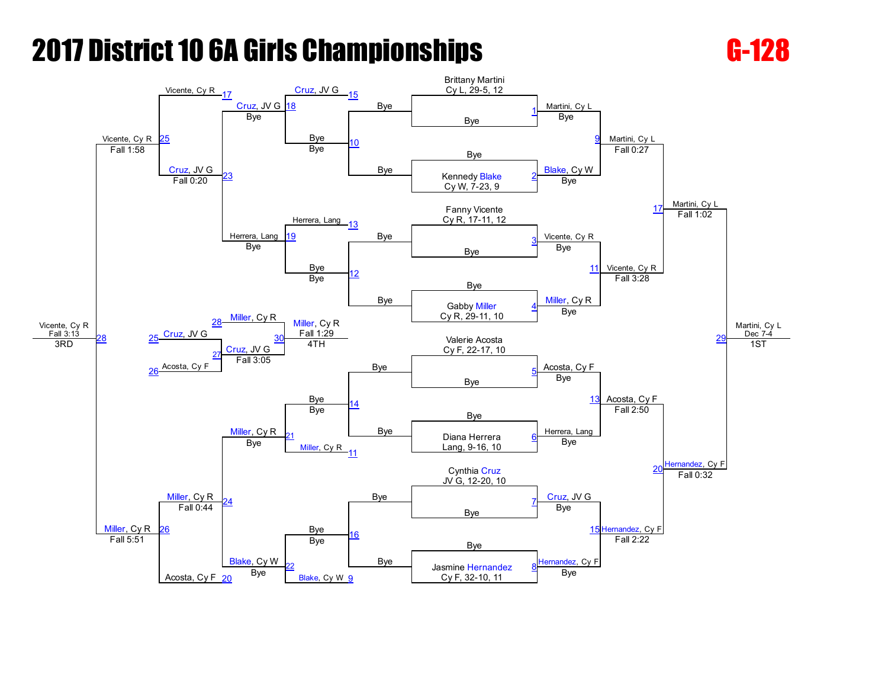# 2017 District 10 6A Girls Championships

**G-128**

## Championship Bracket

### First Round
| Bout | Wrestler | Opponent | Result |
| --- | --- | --- | --- |
| 1 | Brittany Martini, Cy L, 29-5, 12 | Bye | Martini, Cy L — Bye |
| 2 | Bye | Kennedy Blake, Cy W, 7-23, 9 | Blake, Cy W — Bye |
| 3 | Fanny Vicente, Cy R, 17-11, 12 | Bye | Vicente, Cy R — Bye |
| 4 | Bye | Gabby Miller, Cy R, 29-11, 10 | Miller, Cy R — Bye |
| 5 | Valerie Acosta, Cy F, 22-17, 10 | Bye | Acosta, Cy F — Bye |
| 6 | Bye | Diana Herrera, Lang, 9-16, 10 | Herrera, Lang — Bye |
| 7 | Cynthia Cruz, JV G, 12-20, 10 | Bye | Cruz, JV G — Bye |
| 8 | Bye | Jasmine Hernandez, Cy F, 32-10, 11 | Hernandez, Cy F — Bye |

### Quarterfinals
| Bout | Winner | Result |
| --- | --- | --- |
| 9 | Martini, Cy L | Fall 0:27 |
| 11 | Vicente, Cy R | Fall 3:28 |
| 13 | Acosta, Cy F | Fall 2:50 |
| 15 | Hernandez, Cy F | Fall 2:22 |

### Semifinals
| Bout | Winner | Result |
| --- | --- | --- |
| 17 | Martini, Cy L | Fall 1:02 |
| 20 | Hernandez, Cy F | Fall 0:32 |

### Final
| Bout | Winner | Result | Place |
| --- | --- | --- | --- |
| 29 | Martini, Cy L | Dec 7-4 | 1ST |

## Consolation Bracket

### Consolation Round 1
| Bout | Wrestlers | Result |
| --- | --- | --- |
| 10 | Bye / Bye | Bye |
| 12 | Bye / Bye | Bye |
| 14 | Bye / Bye | Bye |
| 16 | Bye / Bye | Bye |

### Consolation Round 2
| Bout | Wrestlers | Winner | Result |
| --- | --- | --- | --- |
| 18 | Cruz, JV G (15) / Bye | Cruz, JV G | Bye |
| 19 | Herrera, Lang (13) / Bye | Herrera, Lang | Bye |
| 21 | Miller, Cy R (11) / Bye | Miller, Cy R | Bye |
| 22 | Blake, Cy W (9) / Bye | Blake, Cy W | Bye |

### Consolation Round 3
| Bout | Wrestlers | Winner | Result |
| --- | --- | --- | --- |
| 23 | Cruz, JV G / Herrera, Lang | Cruz, JV G | Fall 0:20 |
| 24 | Miller, Cy R / Blake, Cy W | Miller, Cy R | Fall 0:44 |

### Consolation Semifinals
| Bout | Wrestlers | Winner | Result |
| --- | --- | --- | --- |
| 25 | Vicente, Cy R (17) / Cruz, JV G | Vicente, Cy R | Fall 1:58 |
| 26 | Miller, Cy R / Acosta, Cy F (20) | Miller, Cy R | Fall 5:51 |

### 3rd Place
| Bout | Winner | Result | Place |
| --- | --- | --- | --- |
| 28 | Vicente, Cy R | Fall 3:13 | 3RD |

### 5th Place Bracket
| Bout | Wrestlers | Winner | Result |
| --- | --- | --- | --- |
| 27 | Cruz, JV G (25) / Acosta, Cy F (26) | Cruz, JV G | Fall 3:05 |
| 30 | Miller, Cy R (28) / Cruz, JV G | Miller, Cy R | Fall 1:29 — 4TH |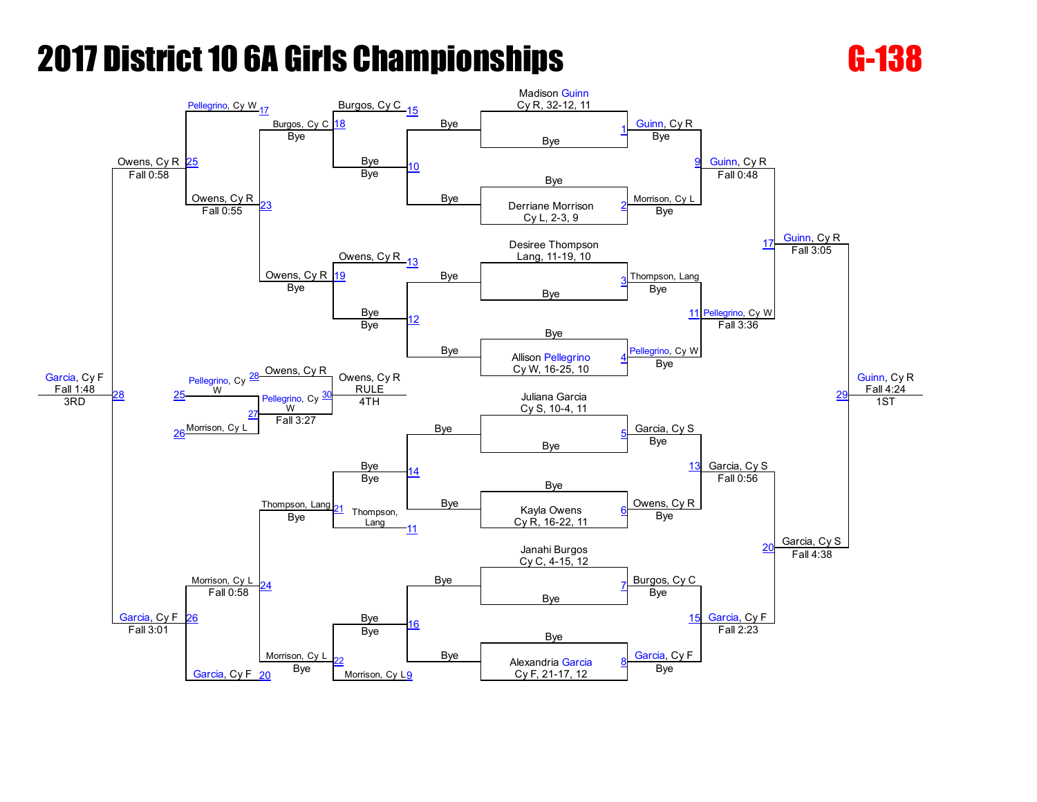# 2017 District 10 6A Girls Championships

## G-138

### Championship Bracket

**Entrants**

- Madison Guinn, Cy R, 32-12, 11
- Derriane Morrison, Cy L, 2-3, 9
- Desiree Thompson, Lang, 11-19, 10
- Allison Pellegrino, Cy W, 16-25, 10
- Juliana Garcia, Cy S, 10-4, 11
- Kayla Owens, Cy R, 16-22, 11
- Janahi Burgos, Cy C, 4-15, 12
- Alexandria Garcia, Cy F, 21-17, 12

| Match | Winner | Result |
| --- | --- | --- |
| 1 | Guinn, Cy R | Bye |
| 2 | Morrison, Cy L | Bye |
| 3 | Thompson, Lang | Bye |
| 4 | Pellegrino, Cy W | Bye |
| 5 | Garcia, Cy S | Bye |
| 6 | Owens, Cy R | Bye |
| 7 | Burgos, Cy C | Bye |
| 8 | Garcia, Cy F | Bye |
| 9 | Guinn, Cy R | Fall 0:48 |
| 11 | Pellegrino, Cy W | Fall 3:36 |
| 13 | Garcia, Cy S | Fall 0:56 |
| 15 | Garcia, Cy F | Fall 2:23 |
| 17 | Guinn, Cy R | Fall 3:05 |
| 20 | Garcia, Cy S | Fall 4:38 |
| 29 | Guinn, Cy R | Fall 4:24 — 1ST |

### Consolation Bracket

| Match | Wrestlers | Winner | Result |
| --- | --- | --- | --- |
| 10 | Bye / Bye | Bye | Bye |
| 12 | Bye / Bye | Bye | Bye |
| 14 | Bye / Bye | Bye | Bye |
| 16 | Bye / Bye | Bye | Bye |
| 18 | Burgos, Cy C (from 15) / Bye | Burgos, Cy C | Bye |
| 19 | Owens, Cy R (from 13) / Bye | Owens, Cy R | Bye |
| 21 | Bye / Thompson, Lang (from 11) | Thompson, Lang | Bye |
| 22 | Bye / Morrison, Cy L (from 9) | Morrison, Cy L | Bye |
| 23 | Burgos, Cy C / Owens, Cy R | Owens, Cy R | Fall 0:55 |
| 24 | Thompson, Lang / Morrison, Cy L | Morrison, Cy L | Fall 0:58 |
| 25 | Pellegrino, Cy W (from 17) / Owens, Cy R | Owens, Cy R | Fall 0:58 |
| 26 | Morrison, Cy L / Garcia, Cy F (from 20) | Garcia, Cy F | Fall 3:01 |
| 27 | Pellegrino, Cy W (L25) / Morrison, Cy L (L26) | Pellegrino, Cy W | Fall 3:27 |
| 28 | Owens, Cy R / Garcia, Cy F | Garcia, Cy F | Fall 1:48 — 3RD |
| 30 | Owens, Cy R (L28) / Pellegrino, Cy W | Owens, Cy R | RULE — 4TH |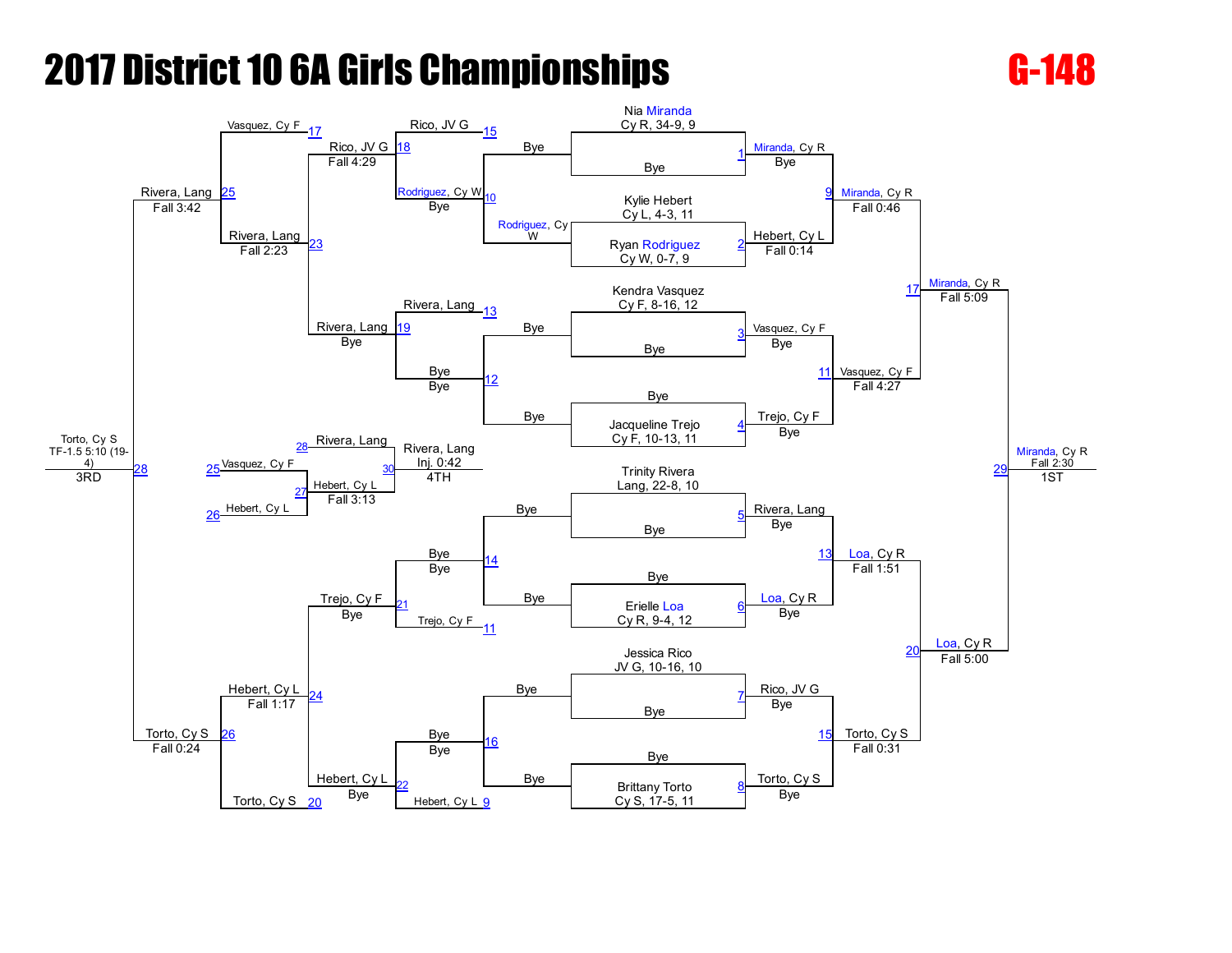# 2017 District 10 6A Girls Championships

**G-148**

## Championship Bracket

### First Round

| Bout | Wrestler | Result |
|---|---|---|
| 1 | Nia Miranda, Cy R, 34-9, 9 vs Bye | Miranda, Cy R – Bye |
| 2 | Kylie Hebert, Cy L, 4-3, 11 vs Ryan Rodriguez, Cy W, 0-7, 9 | Hebert, Cy L – Fall 0:14 |
| 3 | Kendra Vasquez, Cy F, 8-16, 12 vs Bye | Vasquez, Cy F – Bye |
| 4 | Bye vs Jacqueline Trejo, Cy F, 10-13, 11 | Trejo, Cy F – Bye |
| 5 | Trinity Rivera, Lang, 22-8, 10 vs Bye | Rivera, Lang – Bye |
| 6 | Bye vs Erielle Loa, Cy R, 9-4, 12 | Loa, Cy R – Bye |
| 7 | Jessica Rico, JV G, 10-16, 10 vs Bye | Rico, JV G – Bye |
| 8 | Bye vs Brittany Torto, Cy S, 17-5, 11 | Torto, Cy S – Bye |

### Quarterfinals

| Bout | Result |
|---|---|
| 9 | Miranda, Cy R – Fall 0:46 |
| 11 | Vasquez, Cy F – Fall 4:27 |
| 13 | Loa, Cy R – Fall 1:51 |
| 15 | Torto, Cy S – Fall 0:31 |

### Semifinals

| Bout | Result |
|---|---|
| 17 | Miranda, Cy R – Fall 5:09 |
| 20 | Loa, Cy R – Fall 5:00 |

### Final

| Bout | Result | Place |
|---|---|---|
| 29 | Miranda, Cy R – Fall 2:30 | 1ST |

## Consolation Bracket

| Bout | Wrestlers | Result |
|---|---|---|
| 10 | Bye vs Rodriguez, Cy W | Rodriguez, Cy W – Bye |
| 12 | Bye vs Bye | Bye – Bye |
| 14 | Bye vs Bye | Bye – Bye |
| 16 | Bye vs Bye | Bye – Bye |
| 18 | Rico, JV G vs Rodriguez, Cy W | Rico, JV G – Fall 4:29 |
| 19 | Rivera, Lang vs Bye | Rivera, Lang – Bye |
| 21 | Bye vs Trejo, Cy F | Trejo, Cy F – Bye |
| 22 | Bye vs Hebert, Cy L | Hebert, Cy L – Bye |
| 23 | Rico, JV G vs Rivera, Lang | Rivera, Lang – Fall 2:23 |
| 24 | Trejo, Cy F vs Hebert, Cy L | Hebert, Cy L – Fall 1:17 |
| 25 | Vasquez, Cy F vs Rivera, Lang | Rivera, Lang – Fall 3:42 |
| 26 | Hebert, Cy L vs Torto, Cy S | Torto, Cy S – Fall 0:24 |
| 28 | Rivera, Lang vs Torto, Cy S | Torto, Cy S – TF-1.5 5:10 (19-4) – 3RD |

### 4th Place

| Bout | Wrestlers | Result |
|---|---|---|
| 27 | Vasquez, Cy F vs Hebert, Cy L | Hebert, Cy L – Fall 3:13 |
| 30 | Rivera, Lang vs Hebert, Cy L | Rivera, Lang – Inj. 0:42 – 4TH |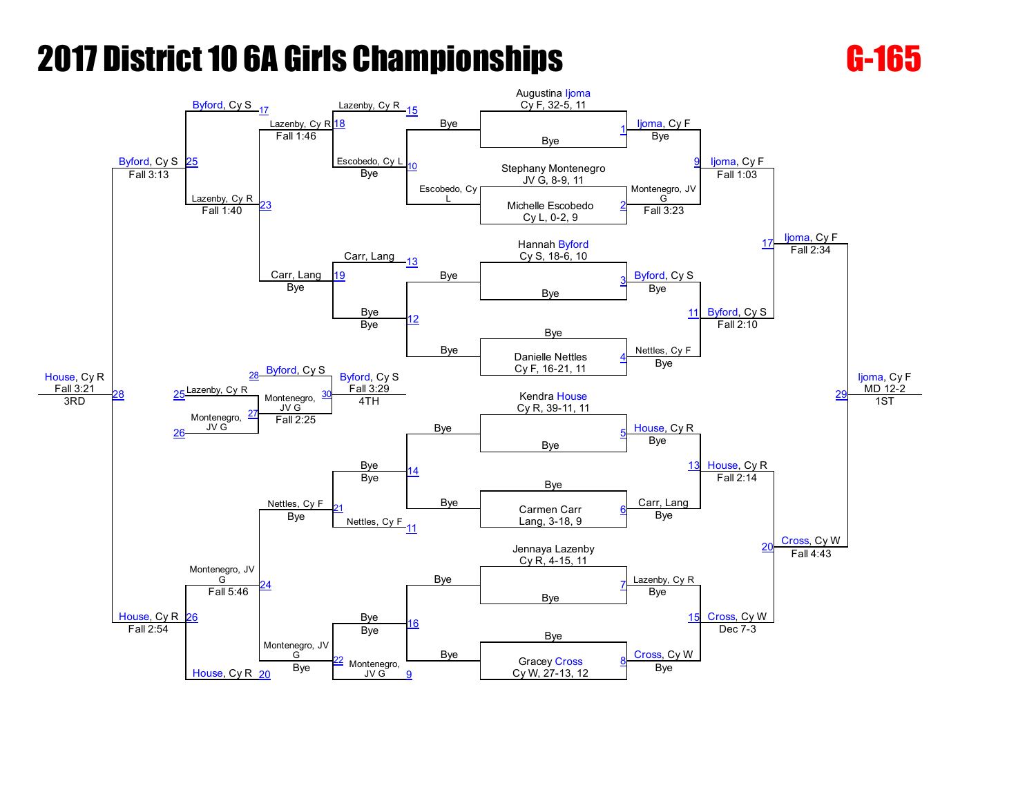# 2017 District 10 6A Girls Championships

## G-165

### Championship Bracket

**Entrants (seed order):**

| Bout | Wrestler | Team, Record, Grade | Opponent | Result |
|---|---|---|---|---|
| 1 | Augustina Ijoma | Cy F, 32-5, 11 | Bye | Ijoma, Cy F — Bye |
| 2 | Stephany Montenegro | JV G, 8-9, 11 | Michelle Escobedo, Cy L, 0-2, 9 | Montenegro, JV G — Fall 3:23 |
| 3 | Hannah Byford | Cy S, 18-6, 10 | Bye | Byford, Cy S — Bye |
| 4 | Danielle Nettles | Cy F, 16-21, 11 | Bye | Nettles, Cy F — Bye |
| 5 | Kendra House | Cy R, 39-11, 11 | Bye | House, Cy R — Bye |
| 6 | Carmen Carr | Lang, 3-18, 9 | Bye | Carr, Lang — Bye |
| 7 | Jennaya Lazenby | Cy R, 4-15, 11 | Bye | Lazenby, Cy R — Bye |
| 8 | Gracey Cross | Cy W, 27-13, 12 | Bye | Cross, Cy W — Bye |

**Quarterfinals / Semifinals / Finals:**

- Bout 9: Ijoma, Cy F — Fall 1:03
- Bout 11: Byford, Cy S — Fall 2:10
- Bout 13: House, Cy R — Fall 2:14
- Bout 15: Cross, Cy W — Dec 7-3
- Bout 17: Ijoma, Cy F — Fall 2:34
- Bout 20: Cross, Cy W — Fall 4:43
- Bout 29: Ijoma, Cy F — MD 12-2 — **1ST**

### Consolation Bracket

- Bout 10: Escobedo, Cy L — Bye (vs. Bye)
- Bout 12: Bye / Bye
- Bout 14: Bye / Bye
- Bout 16: Bye / Bye
- Bout 18: Lazenby, Cy R (from 15) vs. Escobedo, Cy L (from 10) — Lazenby, Cy R — Fall 1:46
- Bout 19: Carr, Lang (from 13) — Bye
- Bout 21: Nettles, Cy F (from 11) — Bye
- Bout 22: Montenegro, JV G (from 9) — Bye
- Bout 23: Lazenby, Cy R — Fall 1:40
- Bout 24: Montenegro, JV G — Fall 5:46
- Bout 25: Byford, Cy S (from 17) vs. Lazenby, Cy R — Byford, Cy S — Fall 3:13
- Bout 26: House, Cy R (from 20) vs. Montenegro, JV G — House, Cy R — Fall 2:54
- Bout 27: Lazenby, Cy R (from 25) vs. Montenegro, JV G (from 26) — Montenegro, JV G — Fall 2:25
- Bout 28: Byford, Cy S vs. House, Cy R — House, Cy R — Fall 3:21 — **3RD**
- Bout 30: Byford, Cy S (from 28) vs. Montenegro, JV G — Byford, Cy S — Fall 3:29 — **4TH**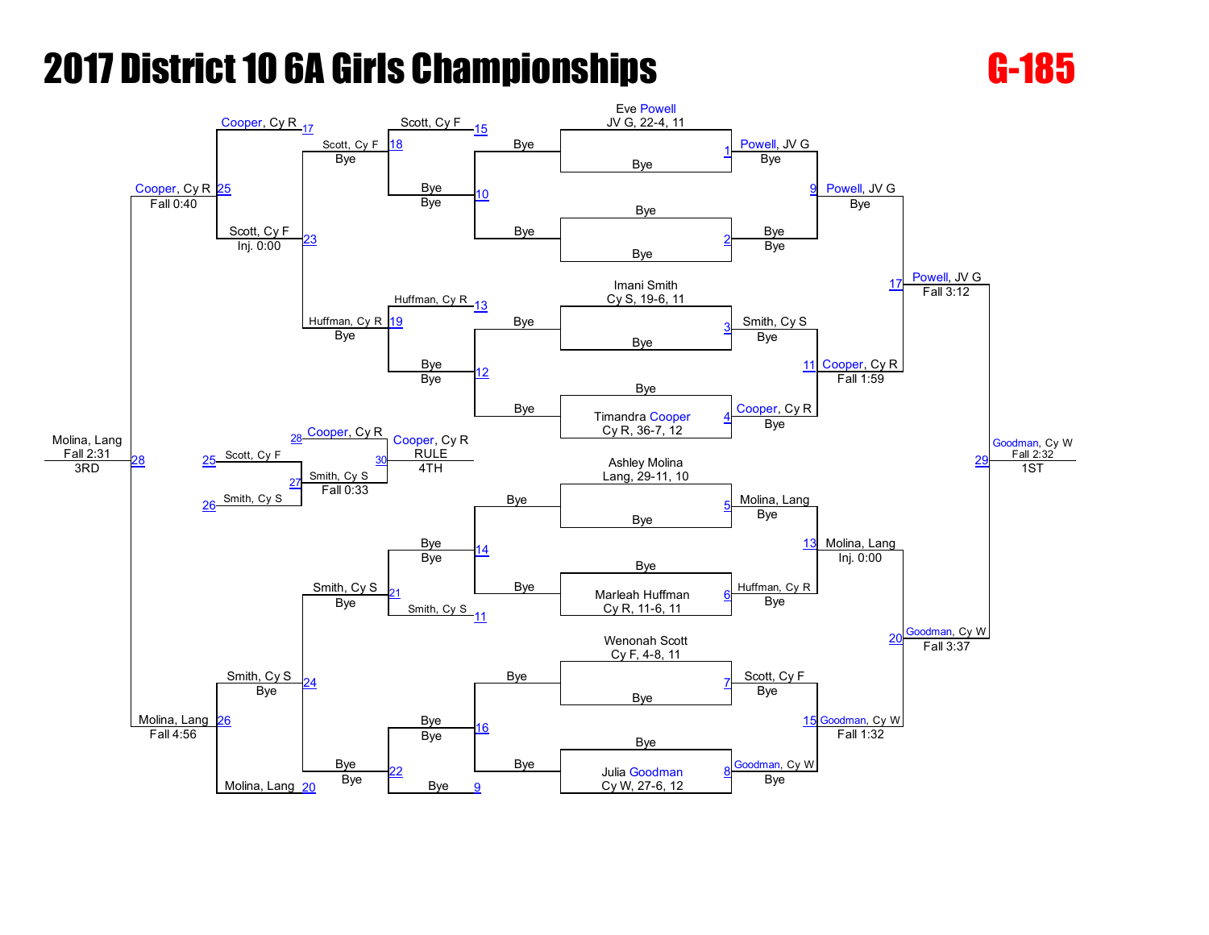# 2017 District 10 6A Girls Championships

**G-185**

## Championship Bracket

### Seeds

| Seed | Wrestler | Team | Record | Grade |
|---|---|---|---|---|
| 1 | Eve Powell | JV G | 22-4 | 11 |
| 3 | Imani Smith | Cy S | 19-6 | 11 |
| 4 | Timandra Cooper | Cy R | 36-7 | 12 |
| 5 | Ashley Molina | Lang | 29-11 | 10 |
| 6 | Marleah Huffman | Cy R | 11-6 | 11 |
| 7 | Wenonah Scott | Cy F | 4-8 | 11 |
| 8 | Julia Goodman | Cy W | 27-6 | 12 |

### Championship Rounds

| Bout | Winner | Result |
|---|---|---|
| 1 | Powell, JV G | Bye |
| 2 | Bye | Bye |
| 3 | Smith, Cy S | Bye |
| 4 | Cooper, Cy R | Bye |
| 5 | Molina, Lang | Bye |
| 6 | Huffman, Cy R | Bye |
| 7 | Scott, Cy F | Bye |
| 8 | Goodman, Cy W | Bye |
| 9 | Powell, JV G | Bye |
| 11 | Cooper, Cy R | Fall 1:59 |
| 13 | Molina, Lang | Inj. 0:00 |
| 15 | Goodman, Cy W | Fall 1:32 |
| 17 | Powell, JV G | Fall 3:12 |
| 20 | Goodman, Cy W | Fall 3:37 |
| 29 | Goodman, Cy W | Fall 2:32 — 1ST |

## Consolation Bracket

| Bout | Winner | Result |
|---|---|---|
| 10 | Bye | Bye |
| 12 | Bye | Bye |
| 14 | Bye | Bye |
| 16 | Bye | Bye |
| 18 | Scott, Cy F | Bye |
| 19 | Huffman, Cy R | Bye |
| 21 | Smith, Cy S | Bye |
| 22 | Bye | Bye |
| 23 | Scott, Cy F | Inj. 0:00 |
| 24 | Smith, Cy S | Bye |
| 25 | Cooper, Cy R | Fall 0:40 |
| 26 | Molina, Lang | Fall 4:56 |
| 27 | Smith, Cy S | Fall 0:33 |
| 28 | Molina, Lang | Fall 2:31 — 3RD |
| 30 | Cooper, Cy R | RULE — 4TH |

Bout 27: Scott, Cy F (25) vs. Smith, Cy S (26)

Bout 30: Cooper, Cy R (28) vs. Smith, Cy S (27)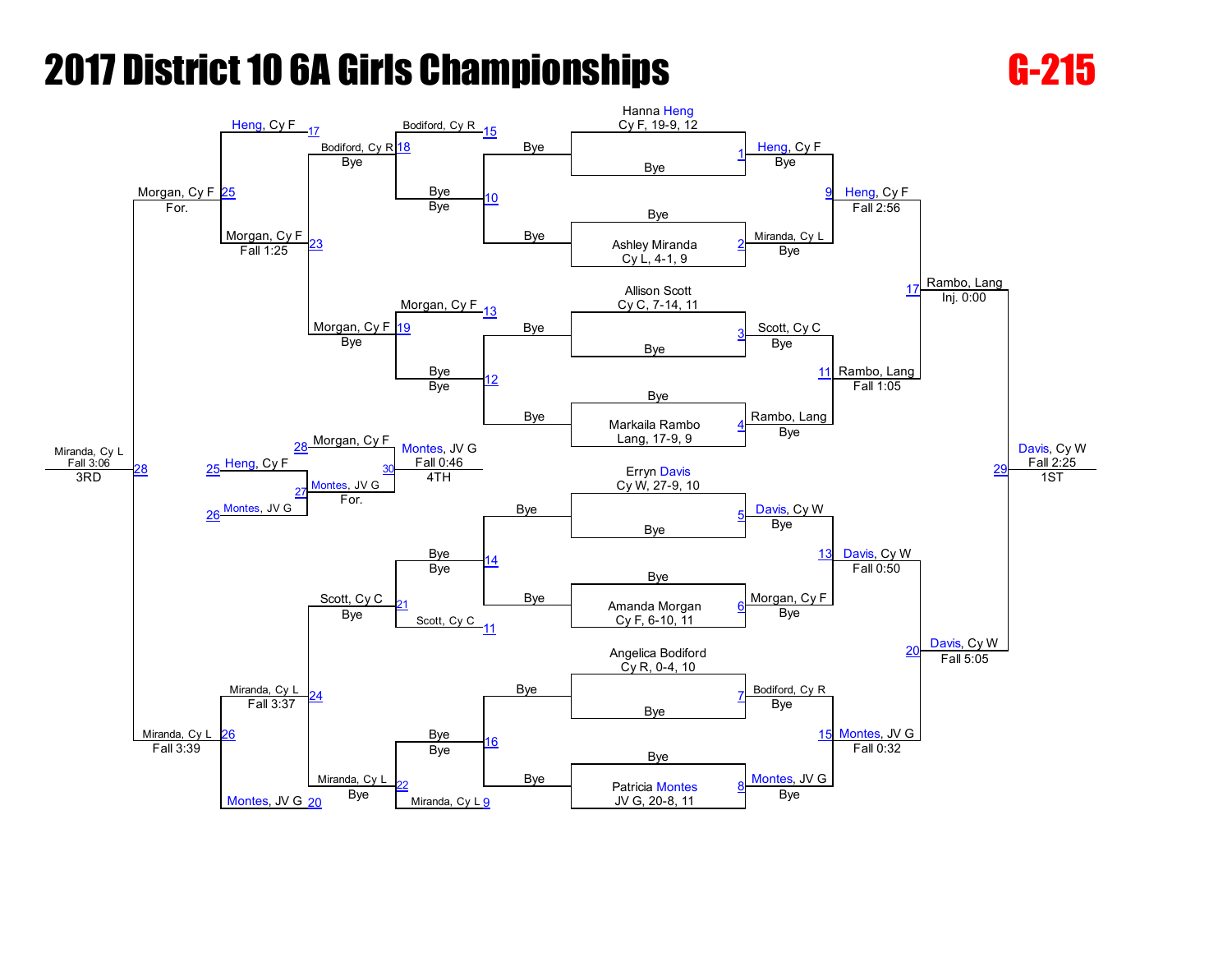# 2017 District 10 6A Girls Championships

## G-215

### Championship Bracket

**First Round (Seeded Entries)**

| Bout | Wrestler | Team, Record, Grade | Opponent | Result |
|---|---|---|---|---|
| 1 | Hanna Heng | Cy F, 19-9, 12 | Bye | Heng, Cy F — Bye |
| 2 | Ashley Miranda | Cy L, 4-1, 9 | Bye | Miranda, Cy L — Bye |
| 3 | Allison Scott | Cy C, 7-14, 11 | Bye | Scott, Cy C — Bye |
| 4 | Markaila Rambo | Lang, 17-9, 9 | Bye | Rambo, Lang — Bye |
| 5 | Erryn Davis | Cy W, 27-9, 10 | Bye | Davis, Cy W — Bye |
| 6 | Amanda Morgan | Cy F, 6-10, 11 | Bye | Morgan, Cy F — Bye |
| 7 | Angelica Bodiford | Cy R, 0-4, 10 | Bye | Bodiford, Cy R — Bye |
| 8 | Patricia Montes | JV G, 20-8, 11 | Bye | Montes, JV G — Bye |

**Quarterfinals**

| Bout | Winner | Result |
|---|---|---|
| 9 | Heng, Cy F | Fall 2:56 |
| 11 | Rambo, Lang | Fall 1:05 |
| 13 | Davis, Cy W | Fall 0:50 |
| 15 | Montes, JV G | Fall 0:32 |

**Semifinals**

| Bout | Winner | Result |
|---|---|---|
| 17 | Rambo, Lang | Inj. 0:00 |
| 20 | Davis, Cy W | Fall 5:05 |

**Final**

| Bout | Winner | Result | Place |
|---|---|---|---|
| 29 | Davis, Cy W | Fall 2:25 | 1ST |

### Consolation Bracket

| Bout | Wrestlers | Winner | Result |
|---|---|---|---|
| 10 | Bye vs Bye | Bye | Bye |
| 12 | Bye vs Bye | Bye | Bye |
| 14 | Bye vs Bye | Bye | Bye |
| 16 | Bye vs Bye | Bye | Bye |
| 18 | Bodiford, Cy R (15) vs Bye | Bodiford, Cy R | Bye |
| 19 | Morgan, Cy F (13) vs Bye | Morgan, Cy F | Bye |
| 21 | Scott, Cy C (11) vs Bye | Scott, Cy C | Bye |
| 22 | Miranda, Cy L (9) vs Bye | Miranda, Cy L | Bye |
| 23 | Heng, Cy F (17) vs Bodiford, Cy R | Morgan, Cy F | Fall 1:25 |
| 24 | Scott, Cy C vs Miranda, Cy L | Miranda, Cy L | Fall 3:37 |
| 25 | Morgan, Cy F | Morgan, Cy F | For. |
| 26 | Miranda, Cy L vs Montes, JV G (20) | Miranda, Cy L | Fall 3:39 |
| 27 | Heng, Cy F (25) vs Montes, JV G (26) | Montes, JV G | For. |
| 28 | Morgan, Cy F vs Miranda, Cy L | Miranda, Cy L | Fall 3:06 — 3RD |
| 30 | Morgan, Cy F (28) vs Montes, JV G (27) | Montes, JV G | Fall 0:46 — 4TH |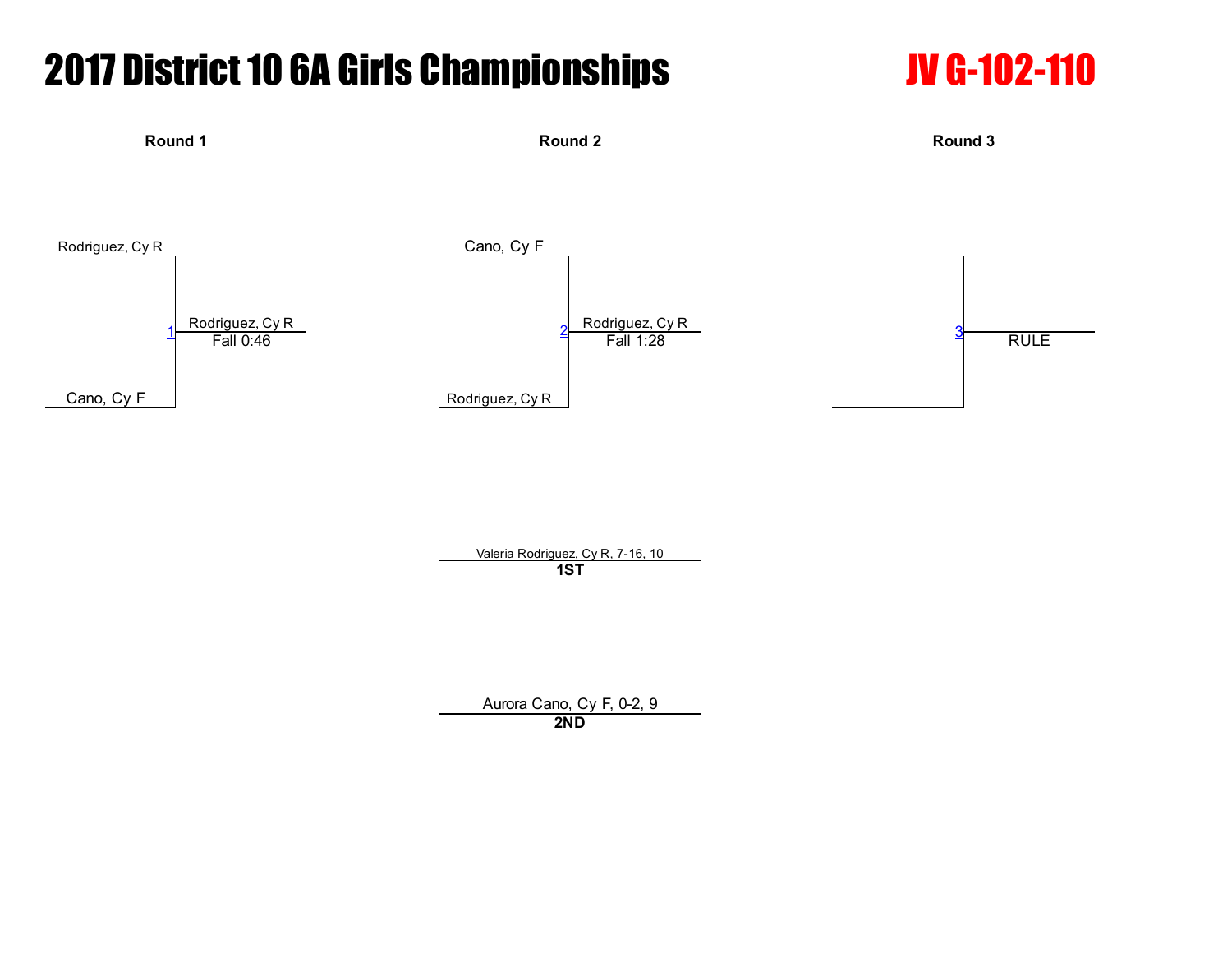# 2017 District 10 6A Girls Championships

## JV G-102-110

### Round 1

Rodriguez, Cy R

Cano, Cy F

1 — Rodriguez, Cy R — Fall 0:46

### Round 2

Cano, Cy F

Rodriguez, Cy R

2 — Rodriguez, Cy R — Fall 1:28

### Round 3

3 — RULE

Valeria Rodriguez, Cy R, 7-16, 10
**1ST**

Aurora Cano, Cy F, 0-2, 9
**2ND**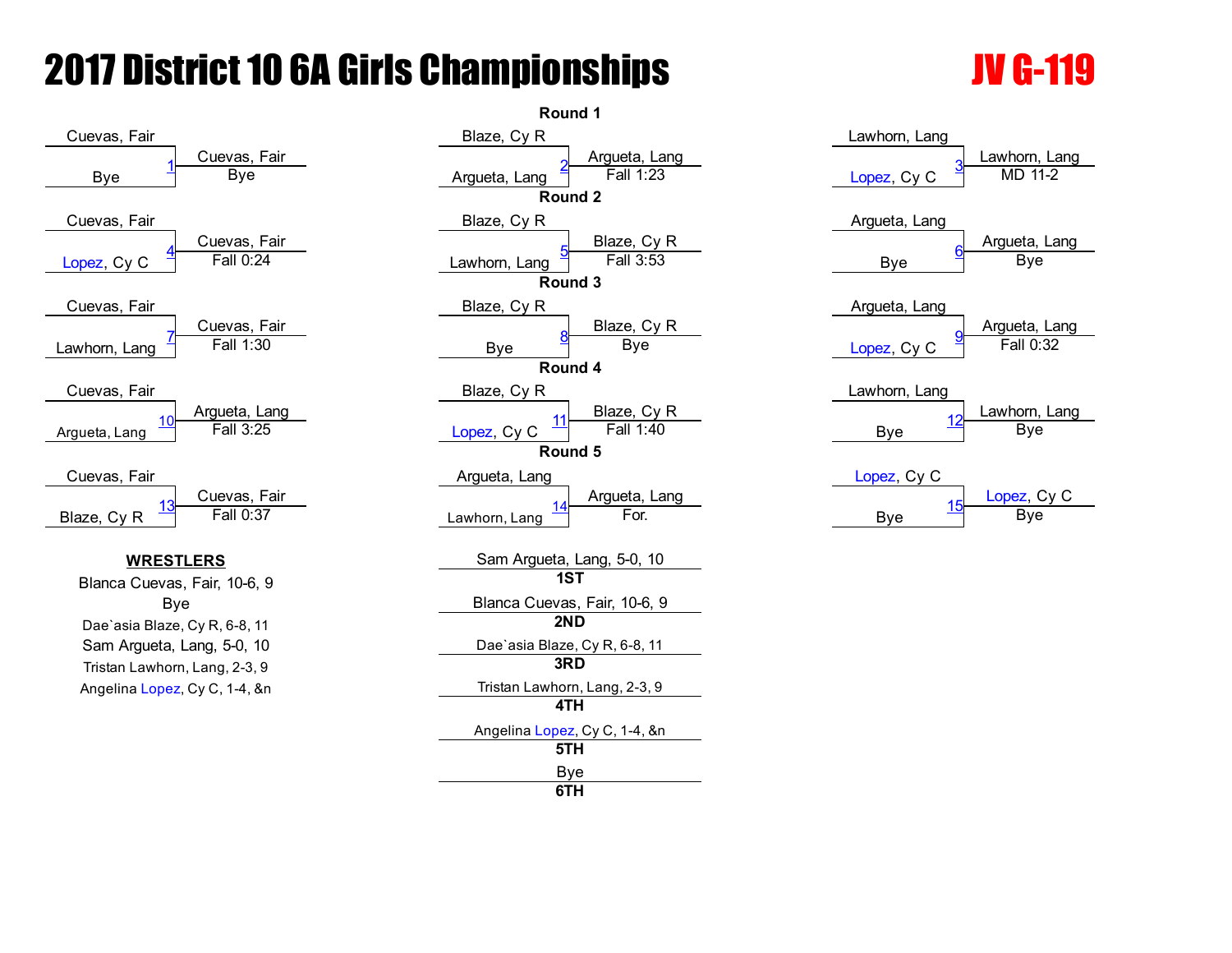# 2017 District 10 6A Girls Championships

**JV G-119**

## Round 1

| Match | Wrestler 1 | Wrestler 2 | Winner | Result |
|---|---|---|---|---|
| 1 | Cuevas, Fair | Bye | Cuevas, Fair | Bye |
| 2 | Blaze, Cy R | Argueta, Lang | Argueta, Lang | Fall 1:23 |
| 3 | Lawhorn, Lang | Lopez, Cy C | Lawhorn, Lang | MD 11-2 |

## Round 2

| Match | Wrestler 1 | Wrestler 2 | Winner | Result |
|---|---|---|---|---|
| 4 | Cuevas, Fair | Lopez, Cy C | Cuevas, Fair | Fall 0:24 |
| 5 | Blaze, Cy R | Lawhorn, Lang | Blaze, Cy R | Fall 3:53 |
| 6 | Argueta, Lang | Bye | Argueta, Lang | Bye |

## Round 3

| Match | Wrestler 1 | Wrestler 2 | Winner | Result |
|---|---|---|---|---|
| 7 | Cuevas, Fair | Lawhorn, Lang | Cuevas, Fair | Fall 1:30 |
| 8 | Blaze, Cy R | Bye | Blaze, Cy R | Bye |
| 9 | Argueta, Lang | Lopez, Cy C | Argueta, Lang | Fall 0:32 |

## Round 4

| Match | Wrestler 1 | Wrestler 2 | Winner | Result |
|---|---|---|---|---|
| 10 | Cuevas, Fair | Argueta, Lang | Argueta, Lang | Fall 3:25 |
| 11 | Blaze, Cy R | Lopez, Cy C | Blaze, Cy R | Fall 1:40 |
| 12 | Lawhorn, Lang | Bye | Lawhorn, Lang | Bye |

## Round 5

| Match | Wrestler 1 | Wrestler 2 | Winner | Result |
|---|---|---|---|---|
| 13 | Cuevas, Fair | Blaze, Cy R | Cuevas, Fair | Fall 0:37 |
| 14 | Argueta, Lang | Lawhorn, Lang | Argueta, Lang | For. |
| 15 | Lopez, Cy C | Bye | Lopez, Cy C | Bye |

## WRESTLERS

- Blanca Cuevas, Fair, 10-6, 9
- Bye
- Dae`asia Blaze, Cy R, 6-8, 11
- Sam Argueta, Lang, 5-0, 10
- Tristan Lawhorn, Lang, 2-3, 9
- Angelina Lopez, Cy C, 1-4, &n

## Placements

| Place | Wrestler |
|---|---|
| 1ST | Sam Argueta, Lang, 5-0, 10 |
| 2ND | Blanca Cuevas, Fair, 10-6, 9 |
| 3RD | Dae`asia Blaze, Cy R, 6-8, 11 |
| 4TH | Tristan Lawhorn, Lang, 2-3, 9 |
| 5TH | Angelina Lopez, Cy C, 1-4, &n |
| 6TH | Bye |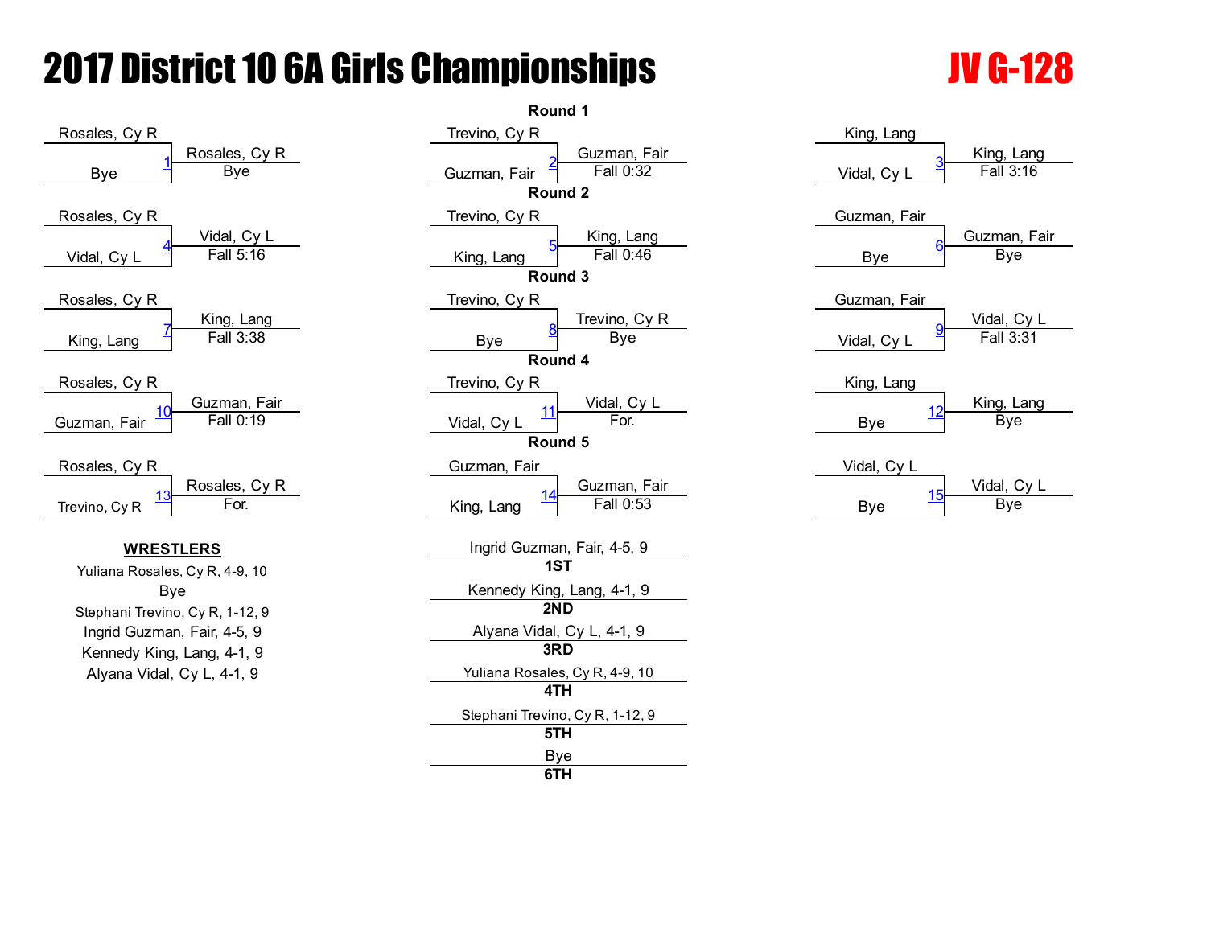# 2017 District 10 6A Girls Championships

## JV G-128

### Round 1

| Bout | Wrestler 1 | Wrestler 2 | Winner | Result |
|---|---|---|---|---|
| 1 | Rosales, Cy R | Bye | Rosales, Cy R | Bye |
| 2 | Trevino, Cy R | Guzman, Fair | Guzman, Fair | Fall 0:32 |
| 3 | King, Lang | Vidal, Cy L | King, Lang | Fall 3:16 |

### Round 2

| Bout | Wrestler 1 | Wrestler 2 | Winner | Result |
|---|---|---|---|---|
| 4 | Rosales, Cy R | Vidal, Cy L | Vidal, Cy L | Fall 5:16 |
| 5 | Trevino, Cy R | King, Lang | King, Lang | Fall 0:46 |
| 6 | Guzman, Fair | Bye | Guzman, Fair | Bye |

### Round 3

| Bout | Wrestler 1 | Wrestler 2 | Winner | Result |
|---|---|---|---|---|
| 7 | Rosales, Cy R | King, Lang | King, Lang | Fall 3:38 |
| 8 | Trevino, Cy R | Bye | Trevino, Cy R | Bye |
| 9 | Guzman, Fair | Vidal, Cy L | Vidal, Cy L | Fall 3:31 |

### Round 4

| Bout | Wrestler 1 | Wrestler 2 | Winner | Result |
|---|---|---|---|---|
| 10 | Rosales, Cy R | Guzman, Fair | Guzman, Fair | Fall 0:19 |
| 11 | Trevino, Cy R | Vidal, Cy L | Vidal, Cy L | For. |
| 12 | King, Lang | Bye | King, Lang | Bye |

### Round 5

| Bout | Wrestler 1 | Wrestler 2 | Winner | Result |
|---|---|---|---|---|
| 13 | Rosales, Cy R | Trevino, Cy R | Rosales, Cy R | For. |
| 14 | Guzman, Fair | King, Lang | Guzman, Fair | Fall 0:53 |
| 15 | Vidal, Cy L | Bye | Vidal, Cy L | Bye |

**WRESTLERS**

- Yuliana Rosales, Cy R, 4-9, 10
- Bye
- Stephani Trevino, Cy R, 1-12, 9
- Ingrid Guzman, Fair, 4-5, 9
- Kennedy King, Lang, 4-1, 9
- Alyana Vidal, Cy L, 4-1, 9

**Placements**

| Place | Wrestler |
|---|---|
| 1ST | Ingrid Guzman, Fair, 4-5, 9 |
| 2ND | Kennedy King, Lang, 4-1, 9 |
| 3RD | Alyana Vidal, Cy L, 4-1, 9 |
| 4TH | Yuliana Rosales, Cy R, 4-9, 10 |
| 5TH | Stephani Trevino, Cy R, 1-12, 9 |
| 6TH | Bye |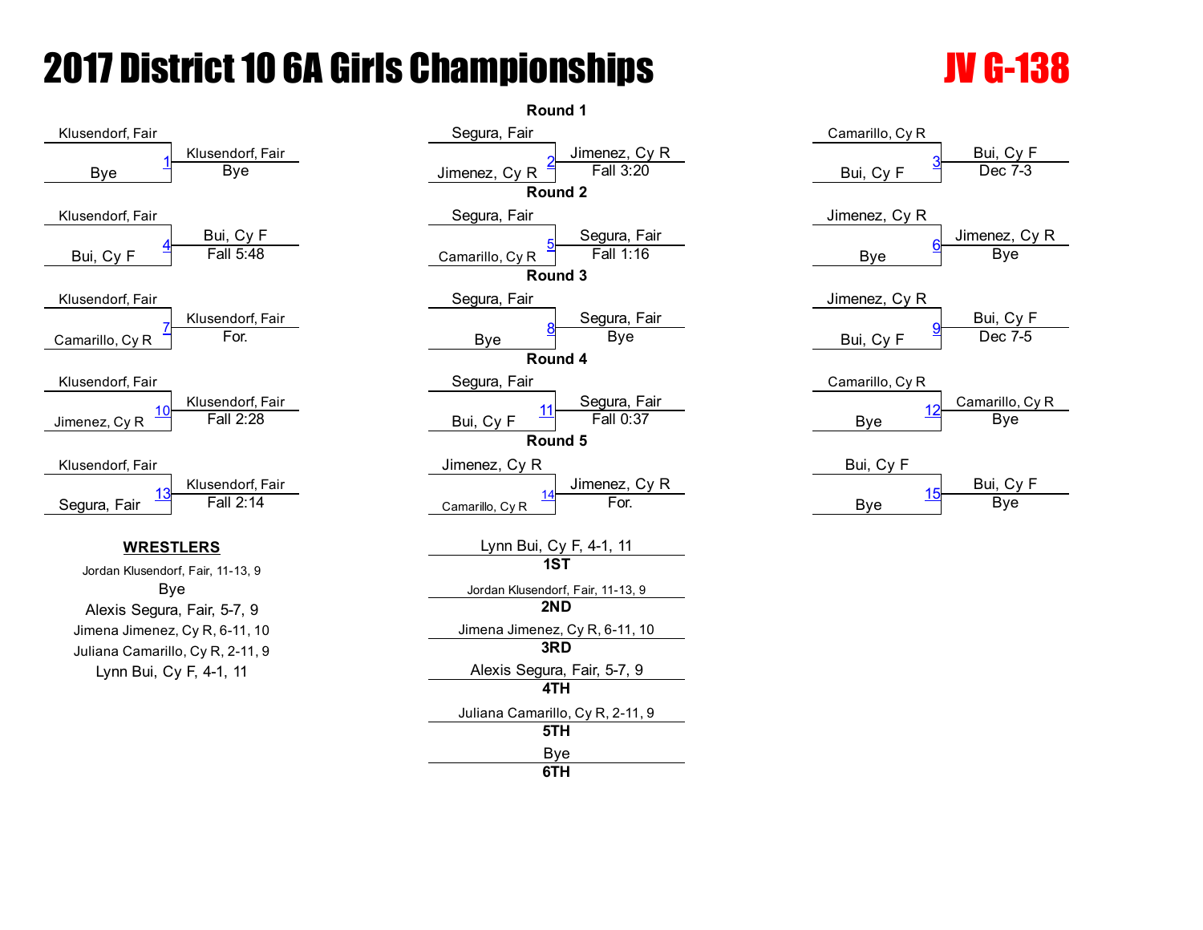# 2017 District 10 6A Girls Championships

## JV G-138

### Round 1

| Match | Wrestler 1 | Wrestler 2 | Winner | Result |
|---|---|---|---|---|
| 1 | Klusendorf, Fair | Bye | Klusendorf, Fair | Bye |
| 2 | Segura, Fair | Jimenez, Cy R | Jimenez, Cy R | Fall 3:20 |
| 3 | Camarillo, Cy R | Bui, Cy F | Bui, Cy F | Dec 7-3 |

### Round 2

| Match | Wrestler 1 | Wrestler 2 | Winner | Result |
|---|---|---|---|---|
| 4 | Klusendorf, Fair | Bui, Cy F | Bui, Cy F | Fall 5:48 |
| 5 | Segura, Fair | Camarillo, Cy R | Segura, Fair | Fall 1:16 |
| 6 | Jimenez, Cy R | Bye | Jimenez, Cy R | Bye |

### Round 3

| Match | Wrestler 1 | Wrestler 2 | Winner | Result |
|---|---|---|---|---|
| 7 | Klusendorf, Fair | Camarillo, Cy R | Klusendorf, Fair | For. |
| 8 | Segura, Fair | Bye | Segura, Fair | Bye |
| 9 | Jimenez, Cy R | Bui, Cy F | Bui, Cy F | Dec 7-5 |

### Round 4

| Match | Wrestler 1 | Wrestler 2 | Winner | Result |
|---|---|---|---|---|
| 10 | Klusendorf, Fair | Jimenez, Cy R | Klusendorf, Fair | Fall 2:28 |
| 11 | Segura, Fair | Bui, Cy F | Segura, Fair | Fall 0:37 |
| 12 | Camarillo, Cy R | Bye | Camarillo, Cy R | Bye |

### Round 5

| Match | Wrestler 1 | Wrestler 2 | Winner | Result |
|---|---|---|---|---|
| 13 | Klusendorf, Fair | Segura, Fair | Klusendorf, Fair | Fall 2:14 |
| 14 | Jimenez, Cy R | Camarillo, Cy R | Jimenez, Cy R | For. |
| 15 | Bui, Cy F | Bye | Bui, Cy F | Bye |

**WRESTLERS**

- Jordan Klusendorf, Fair, 11-13, 9
- Bye
- Alexis Segura, Fair, 5-7, 9
- Jimena Jimenez, Cy R, 6-11, 10
- Juliana Camarillo, Cy R, 2-11, 9
- Lynn Bui, Cy F, 4-1, 11

| Place | Wrestler |
|---|---|
| 1ST | Lynn Bui, Cy F, 4-1, 11 |
| 2ND | Jordan Klusendorf, Fair, 11-13, 9 |
| 3RD | Jimena Jimenez, Cy R, 6-11, 10 |
| 4TH | Alexis Segura, Fair, 5-7, 9 |
| 5TH | Juliana Camarillo, Cy R, 2-11, 9 |
| 6TH | Bye |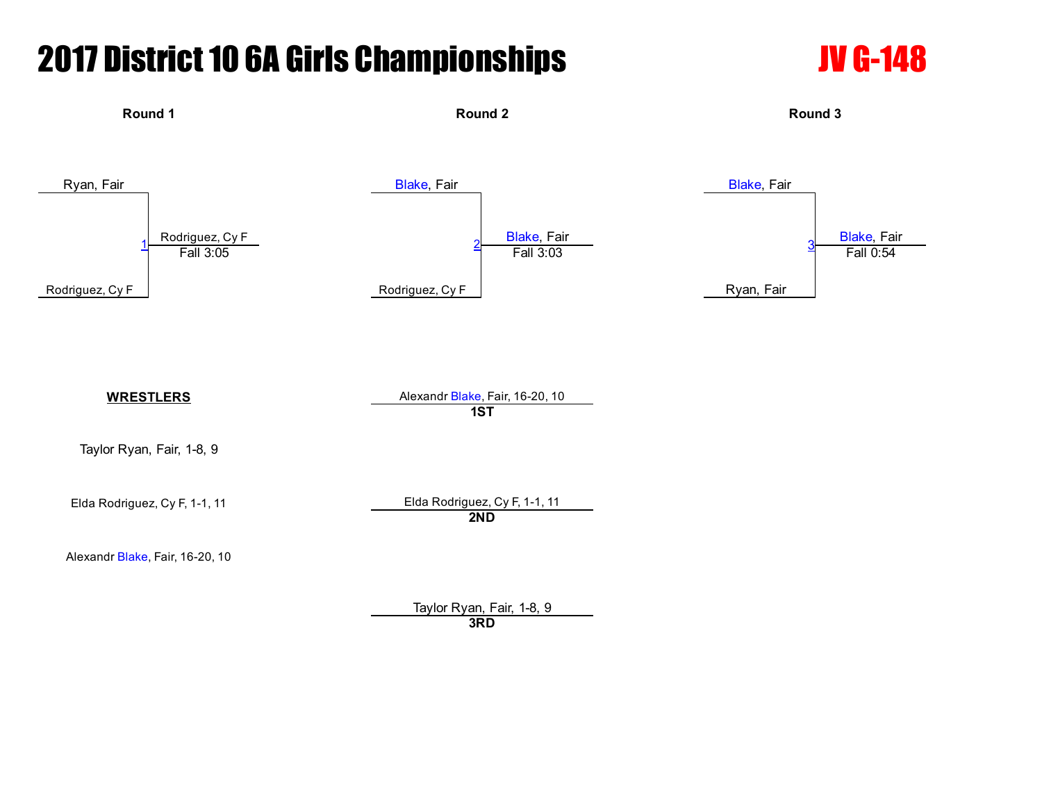# 2017 District 10 6A Girls Championships

## JV G-148

### Round 1

Ryan, Fair

Rodriguez, Cy F

1 — Rodriguez, Cy F — Fall 3:05

### Round 2

Blake, Fair

Rodriguez, Cy F

2 — Blake, Fair — Fall 3:03

### Round 3

Blake, Fair

Ryan, Fair

3 — Blake, Fair — Fall 0:54

**WRESTLERS**

Taylor Ryan, Fair, 1-8, 9

Elda Rodriguez, Cy F, 1-1, 11

Alexandr Blake, Fair, 16-20, 10

Alexandr Blake, Fair, 16-20, 10
**1ST**

Elda Rodriguez, Cy F, 1-1, 11
**2ND**

Taylor Ryan, Fair, 1-8, 9
**3RD**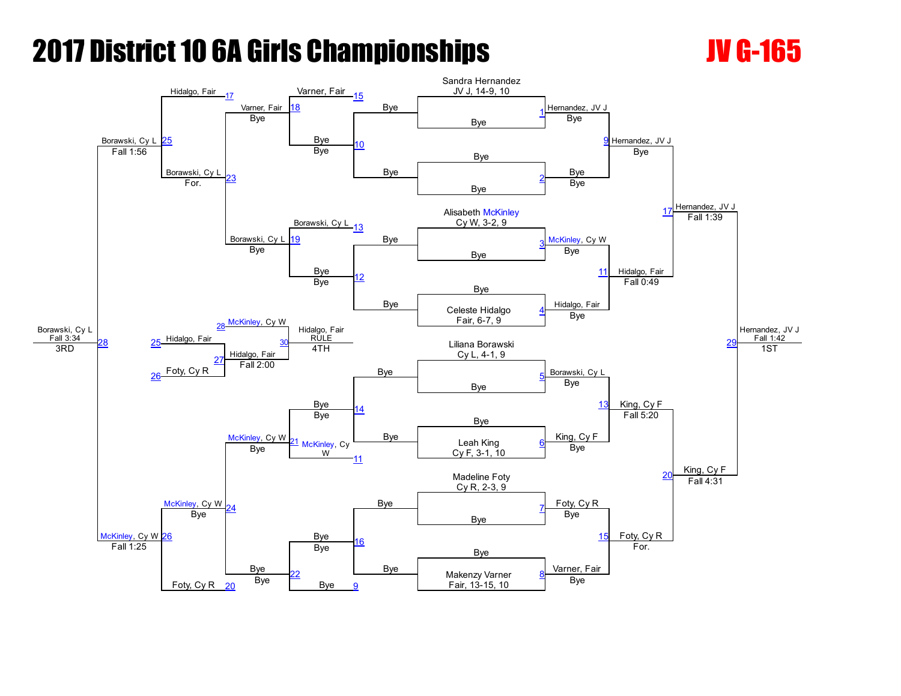# 2017 District 10 6A Girls Championships

## JV G-165

### Championship Bracket

**Seeds / Entrants**

- Sandra Hernandez, JV J, 14-9, 10
- Alisabeth McKinley, Cy W, 3-2, 9
- Celeste Hidalgo, Fair, 6-7, 9
- Liliana Borawski, Cy L, 4-1, 9
- Leah King, Cy F, 3-1, 10
- Madeline Foty, Cy R, 2-3, 9
- Makenzy Varner, Fair, 13-15, 10

**First Round**

| Bout | Winner | Result |
|---|---|---|
| 1 | Hernandez, JV J | Bye |
| 2 | Bye | Bye |
| 3 | McKinley, Cy W | Bye |
| 4 | Hidalgo, Fair | Bye |
| 5 | Borawski, Cy L | Bye |
| 6 | King, Cy F | Bye |
| 7 | Foty, Cy R | Bye |
| 8 | Varner, Fair | Bye |

**Quarterfinals**

| Bout | Winner | Result |
|---|---|---|
| 9 | Hernandez, JV J | Bye |
| 11 | Hidalgo, Fair | Fall 0:49 |
| 13 | King, Cy F | Fall 5:20 |
| 15 | Foty, Cy R | For. |

**Semifinals**

| Bout | Winner | Result |
|---|---|---|
| 17 | Hernandez, JV J | Fall 1:39 |
| 20 | King, Cy F | Fall 4:31 |

**Final**

| Bout | Winner | Result | Place |
|---|---|---|---|
| 29 | Hernandez, JV J | Fall 1:42 | 1ST |

### Consolation Bracket

| Bout | Winner | Result |
|---|---|---|
| 10 | Bye | Bye |
| 12 | Bye | Bye |
| 14 | Bye | Bye |
| 16 | Bye | Bye |
| 18 | Varner, Fair | Bye |
| 19 | Borawski, Cy L | Bye |
| 21 | McKinley, Cy W | Bye |
| 22 | Bye | Bye |
| 23 | Borawski, Cy L | For. |
| 24 | McKinley, Cy W | Bye |
| 25 | Borawski, Cy L | Fall 1:56 |
| 26 | McKinley, Cy W | Fall 1:25 |
| 27 | Hidalgo, Fair | Fall 2:00 |

Losers dropping into consolation: Hidalgo, Fair (17); Varner, Fair (15); Borawski, Cy L (13); McKinley, Cy W (11); Bye (9); Foty, Cy R (20)

**3rd Place** (Bout 28): Borawski, Cy L — Fall 3:34 — 3RD

**4th Place** (Bout 30): Hidalgo, Fair (25) vs Foty, Cy R (26) → Hidalgo, Fair; McKinley, Cy W (28) — Hidalgo, Fair — RULE — 4TH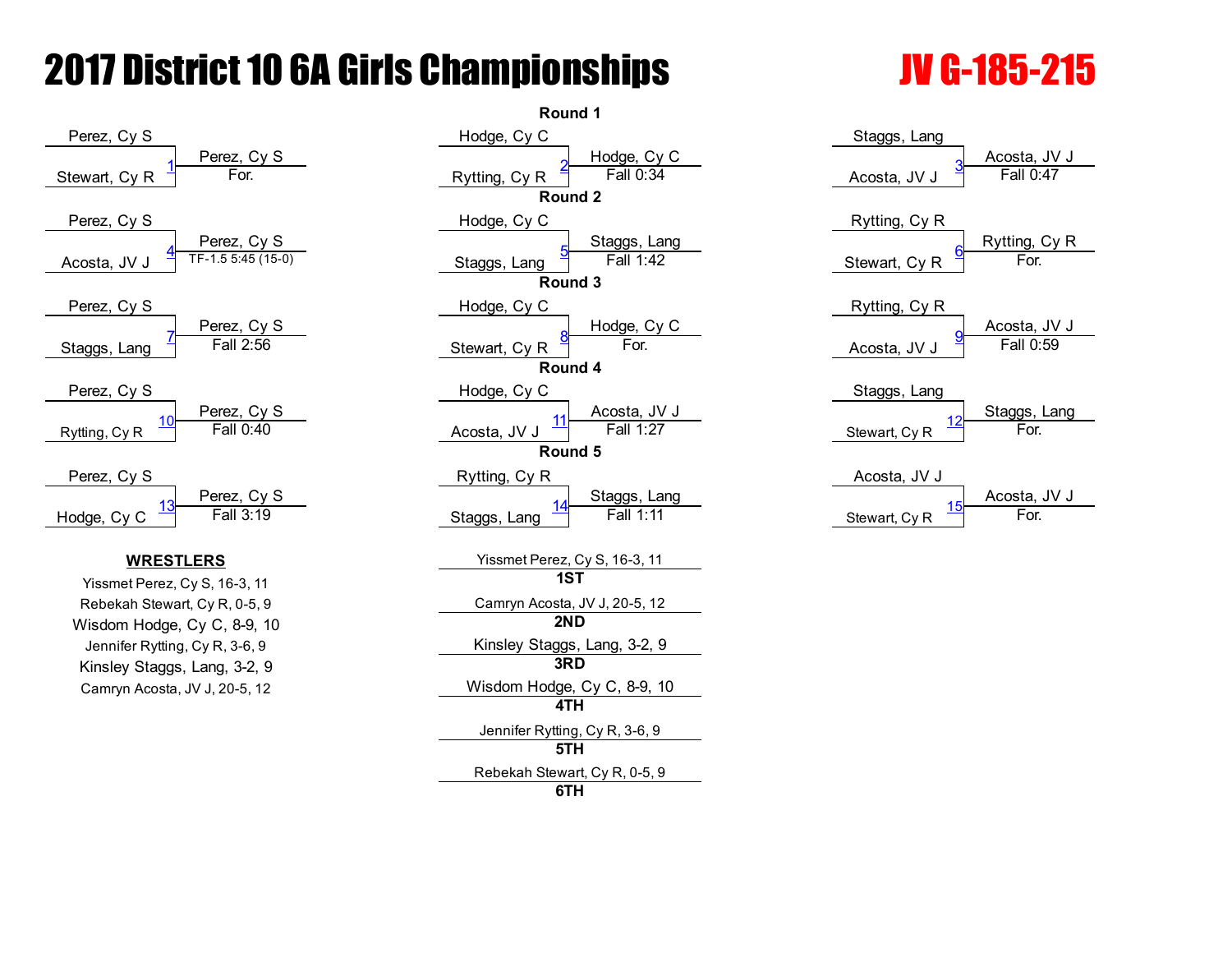# 2017 District 10 6A Girls Championships

## JV G-185-215

### Round 1

| Match | Wrestler 1 | Wrestler 2 | Winner | Result |
|---|---|---|---|---|
| 1 | Perez, Cy S | Stewart, Cy R | Perez, Cy S | For. |
| 2 | Hodge, Cy C | Rytting, Cy R | Hodge, Cy C | Fall 0:34 |
| 3 | Staggs, Lang | Acosta, JV J | Acosta, JV J | Fall 0:47 |

### Round 2

| Match | Wrestler 1 | Wrestler 2 | Winner | Result |
|---|---|---|---|---|
| 4 | Perez, Cy S | Acosta, JV J | Perez, Cy S | TF-1.5 5:45 (15-0) |
| 5 | Hodge, Cy C | Staggs, Lang | Staggs, Lang | Fall 1:42 |
| 6 | Rytting, Cy R | Stewart, Cy R | Rytting, Cy R | For. |

### Round 3

| Match | Wrestler 1 | Wrestler 2 | Winner | Result |
|---|---|---|---|---|
| 7 | Perez, Cy S | Staggs, Lang | Perez, Cy S | Fall 2:56 |
| 8 | Hodge, Cy C | Stewart, Cy R | Hodge, Cy C | For. |
| 9 | Rytting, Cy R | Acosta, JV J | Acosta, JV J | Fall 0:59 |

### Round 4

| Match | Wrestler 1 | Wrestler 2 | Winner | Result |
|---|---|---|---|---|
| 10 | Perez, Cy S | Rytting, Cy R | Perez, Cy S | Fall 0:40 |
| 11 | Hodge, Cy C | Acosta, JV J | Acosta, JV J | Fall 1:27 |
| 12 | Staggs, Lang | Stewart, Cy R | Staggs, Lang | For. |

### Round 5

| Match | Wrestler 1 | Wrestler 2 | Winner | Result |
|---|---|---|---|---|
| 13 | Perez, Cy S | Hodge, Cy C | Perez, Cy S | Fall 3:19 |
| 14 | Rytting, Cy R | Staggs, Lang | Staggs, Lang | Fall 1:11 |
| 15 | Acosta, JV J | Stewart, Cy R | Acosta, JV J | For. |

**WRESTLERS**

- Yissmet Perez, Cy S, 16-3, 11
- Rebekah Stewart, Cy R, 0-5, 9
- Wisdom Hodge, Cy C, 8-9, 10
- Jennifer Rytting, Cy R, 3-6, 9
- Kinsley Staggs, Lang, 3-2, 9
- Camryn Acosta, JV J, 20-5, 12

| Place | Wrestler |
|---|---|
| 1ST | Yissmet Perez, Cy S, 16-3, 11 |
| 2ND | Camryn Acosta, JV J, 20-5, 12 |
| 3RD | Kinsley Staggs, Lang, 3-2, 9 |
| 4TH | Wisdom Hodge, Cy C, 8-9, 10 |
| 5TH | Jennifer Rytting, Cy R, 3-6, 9 |
| 6TH | Rebekah Stewart, Cy R, 0-5, 9 |